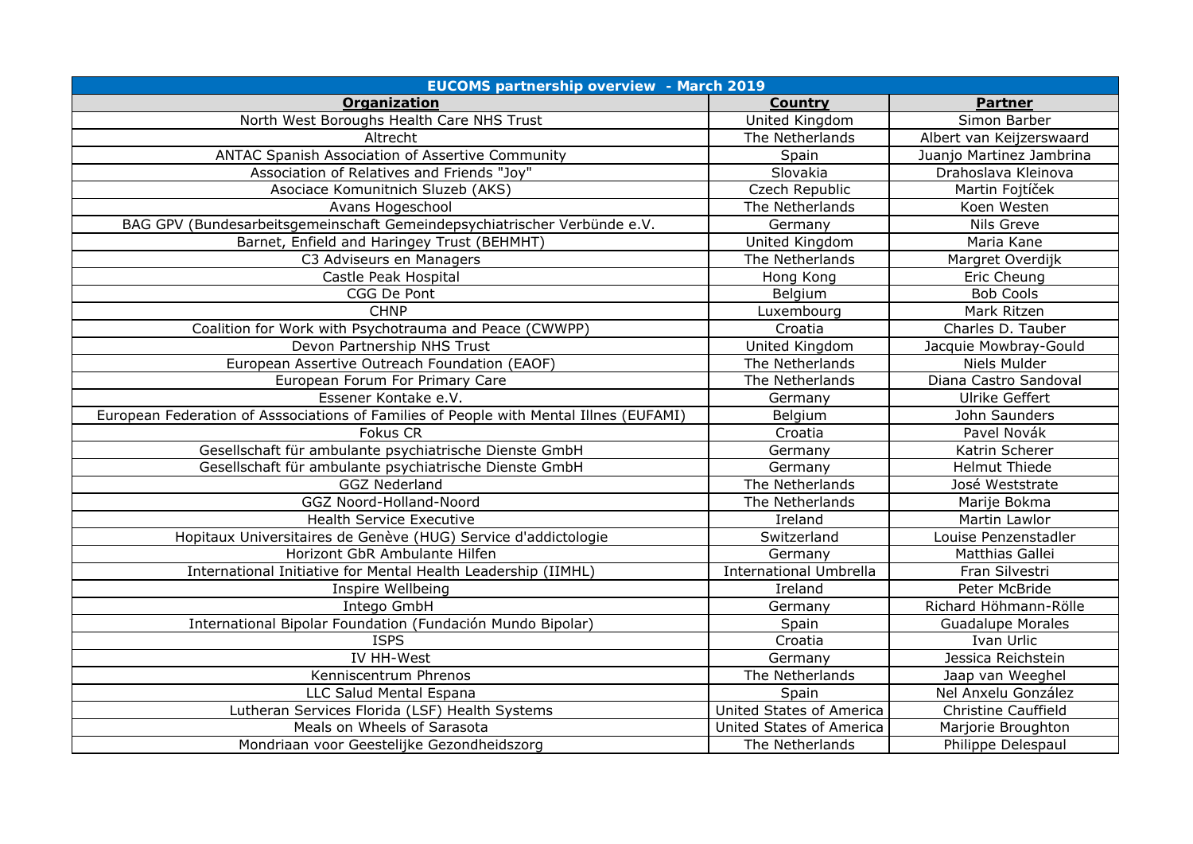| EUCOMS partnership overview - March 2019 | | |
|---|---|---|
| **Organization** | **Country** | **Partner** |
| North West Boroughs Health Care NHS Trust | United Kingdom | Simon Barber |
| Altrecht | The Netherlands | Albert van Keijzerswaard |
| ANTAC Spanish Association of Assertive Community | Spain | Juanjo Martinez Jambrina |
| Association of Relatives and Friends "Joy" | Slovakia | Drahoslava Kleinova |
| Asociace Komunitnich Sluzeb (AKS) | Czech Republic | Martin Fojtíček |
| Avans Hogeschool | The Netherlands | Koen Westen |
| BAG GPV (Bundesarbeitsgemeinschaft Gemeindepsychiatrischer Verbünde e.V. | Germany | Nils Greve |
| Barnet, Enfield and Haringey Trust (BEHMHT) | United Kingdom | Maria Kane |
| C3 Adviseurs en Managers | The Netherlands | Margret Overdijk |
| Castle Peak Hospital | Hong Kong | Eric Cheung |
| CGG De Pont | Belgium | Bob Cools |
| CHNP | Luxembourg | Mark Ritzen |
| Coalition for Work with Psychotrauma and Peace (CWWPP) | Croatia | Charles D. Tauber |
| Devon Partnership NHS Trust | United Kingdom | Jacquie Mowbray-Gould |
| European Assertive Outreach Foundation (EAOF) | The Netherlands | Niels Mulder |
| European Forum For Primary Care | The Netherlands | Diana Castro Sandoval |
| Essener Kontake e.V. | Germany | Ulrike Geffert |
| European Federation of Asssociations of Families of People with Mental Illnes (EUFAMI) | Belgium | John Saunders |
| Fokus CR | Croatia | Pavel Novák |
| Gesellschaft für ambulante psychiatrische Dienste GmbH | Germany | Katrin Scherer |
| Gesellschaft für ambulante psychiatrische Dienste GmbH | Germany | Helmut Thiede |
| GGZ Nederland | The Netherlands | José Weststrate |
| GGZ Noord-Holland-Noord | The Netherlands | Marije Bokma |
| Health Service Executive | Ireland | Martin Lawlor |
| Hopitaux Universitaires de Genève (HUG) Service d'addictologie | Switzerland | Louise Penzenstadler |
| Horizont GbR Ambulante Hilfen | Germany | Matthias Gallei |
| International Initiative for Mental Health Leadership (IIMHL) | International Umbrella | Fran Silvestri |
| Inspire Wellbeing | Ireland | Peter McBride |
| Intego GmbH | Germany | Richard Höhmann-Rölle |
| International Bipolar Foundation (Fundación Mundo Bipolar) | Spain | Guadalupe Morales |
| ISPS | Croatia | Ivan Urlic |
| IV HH-West | Germany | Jessica Reichstein |
| Kenniscentrum Phrenos | The Netherlands | Jaap van Weeghel |
| LLC Salud Mental Espana | Spain | Nel Anxelu González |
| Lutheran Services Florida (LSF) Health Systems | United States of America | Christine Cauffield |
| Meals on Wheels of Sarasota | United States of America | Marjorie Broughton |
| Mondriaan voor Geestelijke Gezondheidszorg | The Netherlands | Philippe Delespaul |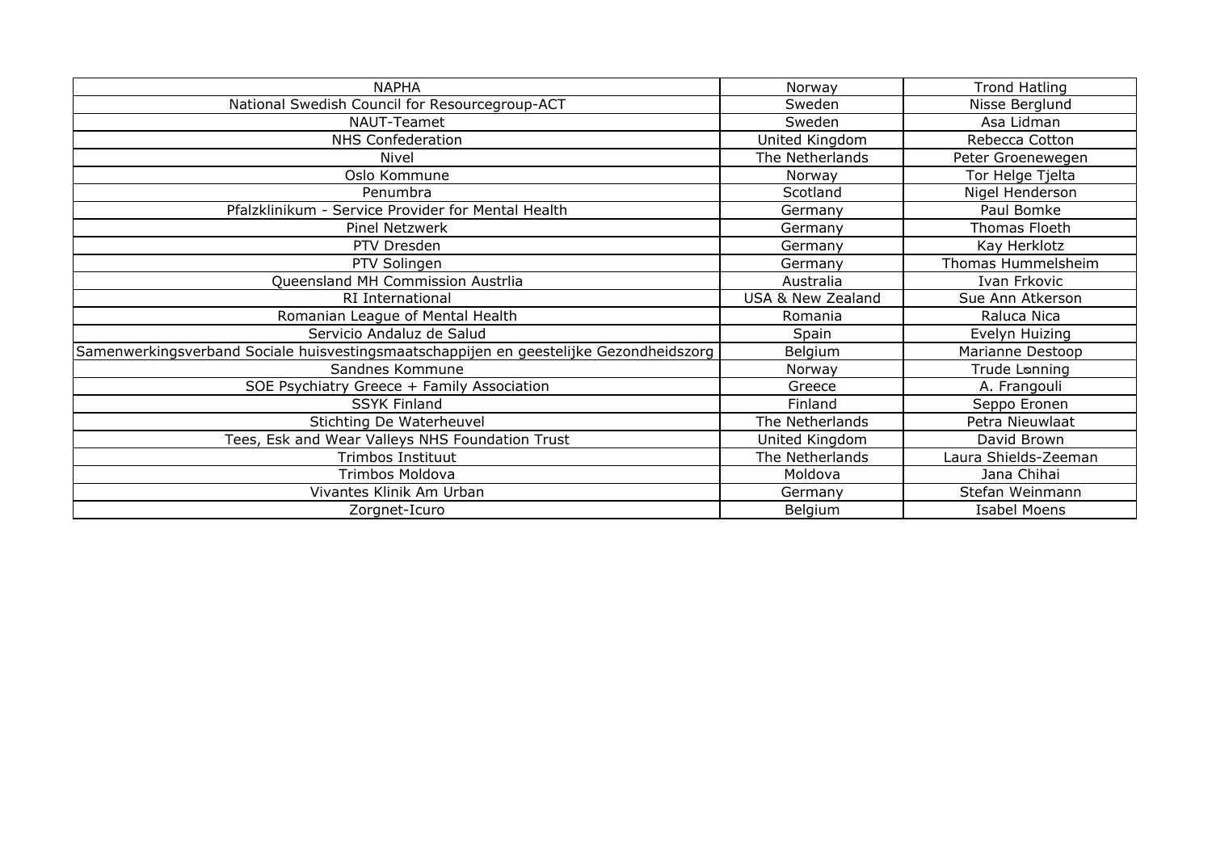| | | |
|---|---|---|
| NAPHA | Norway | Trond Hatling |
| National Swedish Council for Resourcegroup-ACT | Sweden | Nisse Berglund |
| NAUT-Teamet | Sweden | Asa Lidman |
| NHS Confederation | United Kingdom | Rebecca Cotton |
| Nivel | The Netherlands | Peter Groenewegen |
| Oslo Kommune | Norway | Tor Helge Tjelta |
| Penumbra | Scotland | Nigel Henderson |
| Pfalzklinikum - Service Provider for Mental Health | Germany | Paul Bomke |
| Pinel Netzwerk | Germany | Thomas Floeth |
| PTV Dresden | Germany | Kay Herklotz |
| PTV Solingen | Germany | Thomas Hummelsheim |
| Queensland MH Commission Austrlia | Australia | Ivan Frkovic |
| RI International | USA & New Zealand | Sue Ann Atkerson |
| Romanian League of Mental Health | Romania | Raluca Nica |
| Servicio Andaluz de Salud | Spain | Evelyn Huizing |
| Samenwerkingsverband Sociale huisvestingsmaatschappijen en geestelijke Gezondheidszorg | Belgium | Marianne Destoop |
| Sandnes Kommune | Norway | Trude Lønning |
| SOE Psychiatry Greece + Family Association | Greece | A. Frangouli |
| SSYK Finland | Finland | Seppo Eronen |
| Stichting De Waterheuvel | The Netherlands | Petra Nieuwlaat |
| Tees, Esk and Wear Valleys NHS Foundation Trust | United Kingdom | David Brown |
| Trimbos Instituut | The Netherlands | Laura Shields-Zeeman |
| Trimbos Moldova | Moldova | Jana Chihai |
| Vivantes Klinik Am Urban | Germany | Stefan Weinmann |
| Zorgnet-Icuro | Belgium | Isabel Moens |